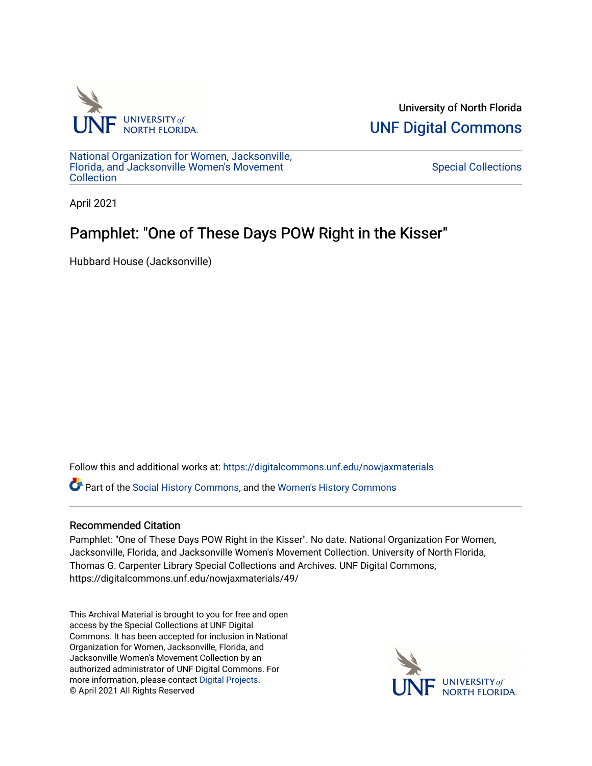University of North Florida

UNF Digital Commons

National Organization for Women, Jacksonville, Florida, and Jacksonville Women's Movement Collection

Special Collections

April 2021

# Pamphlet: "One of These Days POW Right in the Kisser"

Hubbard House (Jacksonville)

Follow this and additional works at: https://digitalcommons.unf.edu/nowjaxmaterials

Part of the Social History Commons, and the Women's History Commons

## Recommended Citation

Pamphlet: "One of These Days POW Right in the Kisser". No date. National Organization For Women, Jacksonville, Florida, and Jacksonville Women's Movement Collection. University of North Florida, Thomas G. Carpenter Library Special Collections and Archives. UNF Digital Commons, https://digitalcommons.unf.edu/nowjaxmaterials/49/

This Archival Material is brought to you for free and open access by the Special Collections at UNF Digital Commons. It has been accepted for inclusion in National Organization for Women, Jacksonville, Florida, and Jacksonville Women's Movement Collection by an authorized administrator of UNF Digital Commons. For more information, please contact Digital Projects.
© April 2021 All Rights Reserved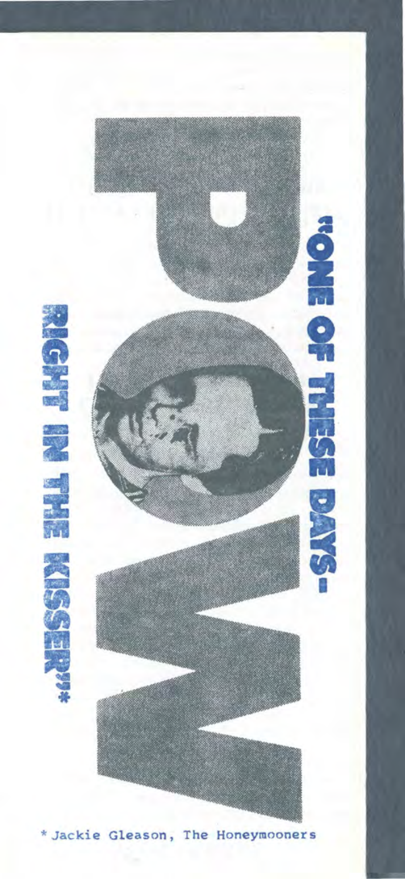# POW

"ONE OF THESE DAYS-
RIGHT IN THE KISSER"*

\* Jackie Gleason, The Honeymooners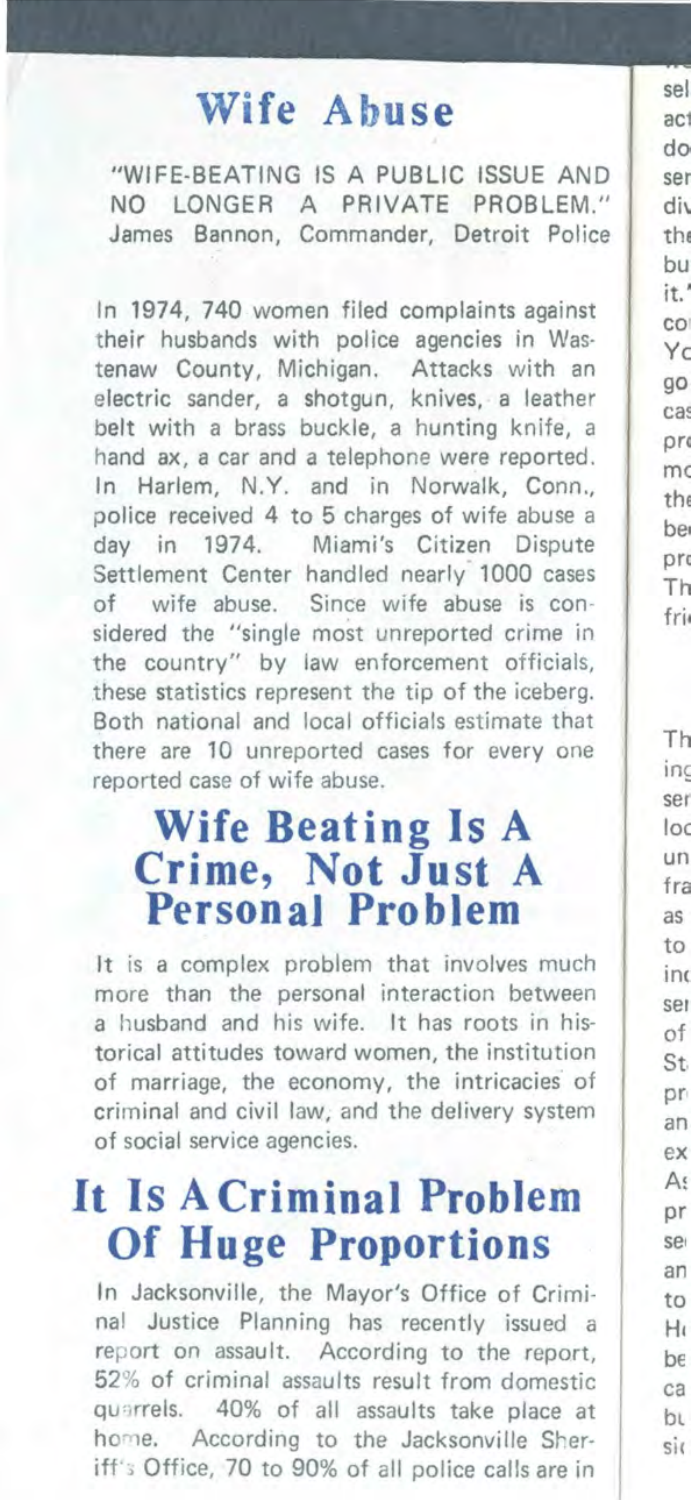# Wife Abuse

"WIFE-BEATING IS A PUBLIC ISSUE AND NO LONGER A PRIVATE PROBLEM." James Bannon, Commander, Detroit Police

In 1974, 740 women filed complaints against their husbands with police agencies in Washtenaw County, Michigan. Attacks with an electric sander, a shotgun, knives, a leather belt with a brass buckle, a hunting knife, a hand ax, a car and a telephone were reported. In Harlem, N.Y. and in Norwalk, Conn., police received 4 to 5 charges of wife abuse a day in 1974. Miami's Citizen Dispute Settlement Center handled nearly 1000 cases of wife abuse. Since wife abuse is considered the "single most unreported crime in the country" by law enforcement officials, these statistics represent the tip of the iceberg. Both national and local officials estimate that there are 10 unreported cases for every one reported case of wife abuse.

## Wife Beating Is A Crime, Not Just A Personal Problem

It is a complex problem that involves much more than the personal interaction between a husband and his wife. It has roots in historical attitudes toward women, the institution of marriage, the economy, the intricacies of criminal and civil law, and the delivery system of social service agencies.

## It Is A Criminal Problem Of Huge Proportions

In Jacksonville, the Mayor's Office of Criminal Justice Planning has recently issued a report on assault. According to the report, 52% of criminal assaults result from domestic quarrels. 40% of all assaults take place at home. According to the Jacksonville Sheriff's Office, 70 to 90% of all police calls are in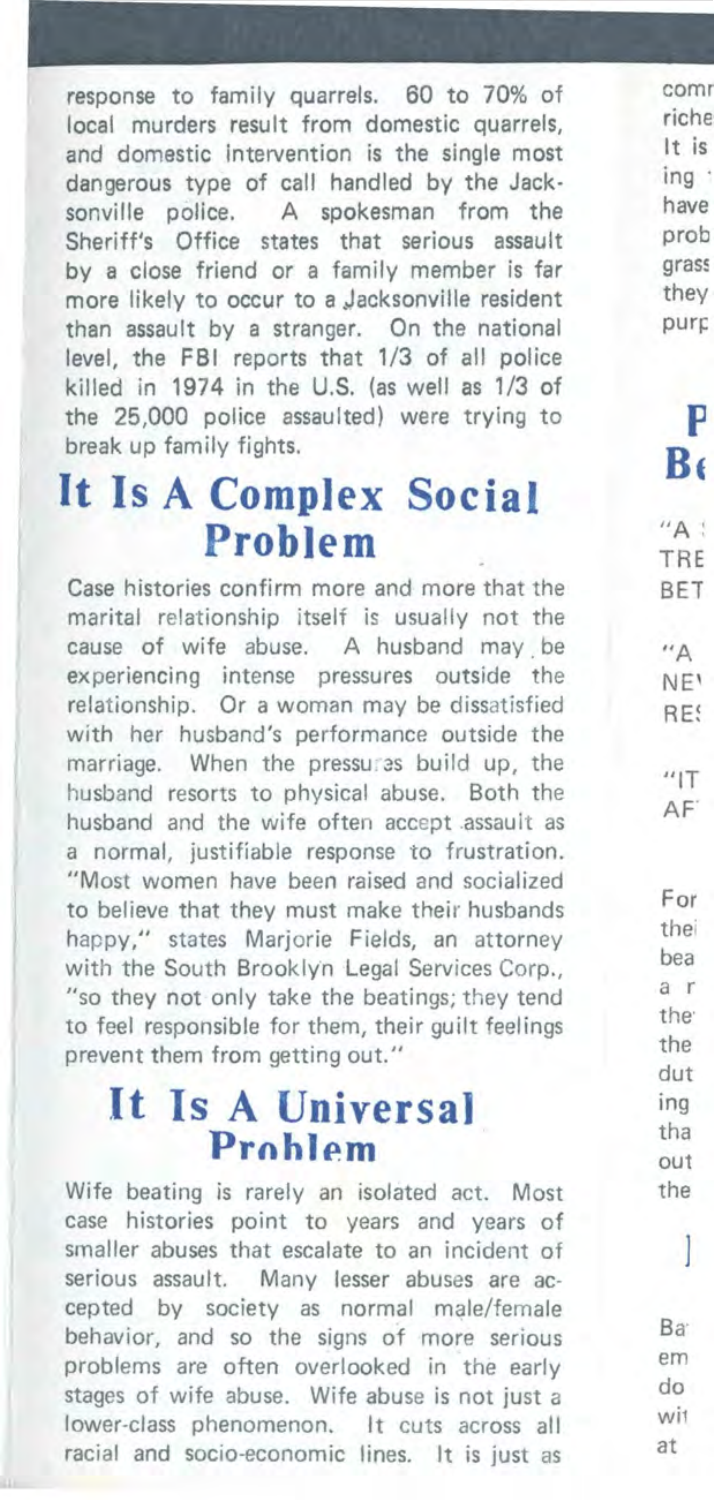response to family quarrels. 60 to 70% of local murders result from domestic quarrels, and domestic intervention is the single most dangerous type of call handled by the Jacksonville police. A spokesman from the Sheriff's Office states that serious assault by a close friend or a family member is far more likely to occur to a Jacksonville resident than assault by a stranger. On the national level, the FBI reports that 1/3 of all police killed in 1974 in the U.S. (as well as 1/3 of the 25,000 police assaulted) were trying to break up family fights.

## It Is A Complex Social Problem

Case histories confirm more and more that the marital relationship itself is usually not the cause of wife abuse. A husband may be experiencing intense pressures outside the relationship. Or a woman may be dissatisfied with her husband's performance outside the marriage. When the pressures build up, the husband resorts to physical abuse. Both the husband and the wife often accept assault as a normal, justifiable response to frustration. "Most women have been raised and socialized to believe that they must make their husbands happy," states Marjorie Fields, an attorney with the South Brooklyn Legal Services Corp., "so they not only take the beatings; they tend to feel responsible for them, their guilt feelings prevent them from getting out."

## It Is A Universal Problem

Wife beating is rarely an isolated act. Most case histories point to years and years of smaller abuses that escalate to an incident of serious assault. Many lesser abuses are accepted by society as normal male/female behavior, and so the signs of more serious problems are often overlooked in the early stages of wife abuse. Wife abuse is not just a lower-class phenomenon. It cuts across all racial and socio-economic lines. It is just as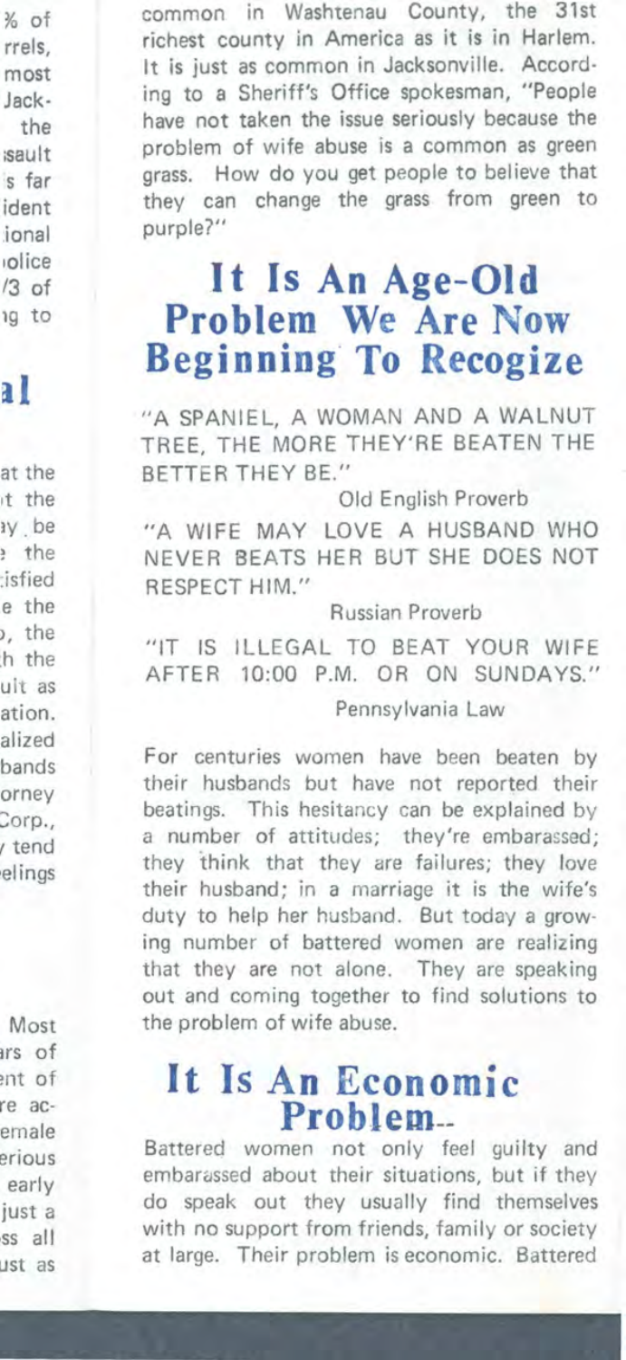common in Washtenau County, the 31st richest county in America as it is in Harlem. It is just as common in Jacksonville. According to a Sheriff's Office spokesman, "People have not taken the issue seriously because the problem of wife abuse is a common as green grass. How do you get people to believe that they can change the grass from green to purple?"

## It Is An Age-Old Problem We Are Now Beginning To Recogize

"A SPANIEL, A WOMAN AND A WALNUT TREE, THE MORE THEY'RE BEATEN THE BETTER THEY BE."

Old English Proverb

"A WIFE MAY LOVE A HUSBAND WHO NEVER BEATS HER BUT SHE DOES NOT RESPECT HIM."

Russian Proverb

"IT IS ILLEGAL TO BEAT YOUR WIFE AFTER 10:00 P.M. OR ON SUNDAYS."

Pennsylvania Law

For centuries women have been beaten by their husbands but have not reported their beatings. This hesitancy can be explained by a number of attitudes; they're embarassed; they think that they are failures; they love their husband; in a marriage it is the wife's duty to help her husband. But today a growing number of battered women are realizing that they are not alone. They are speaking out and coming together to find solutions to the problem of wife abuse.

## It Is An Economic Problem--

Battered women not only feel guilty and embarassed about their situations, but if they do speak out they usually find themselves with no support from friends, family or society at large. Their problem is economic. Battered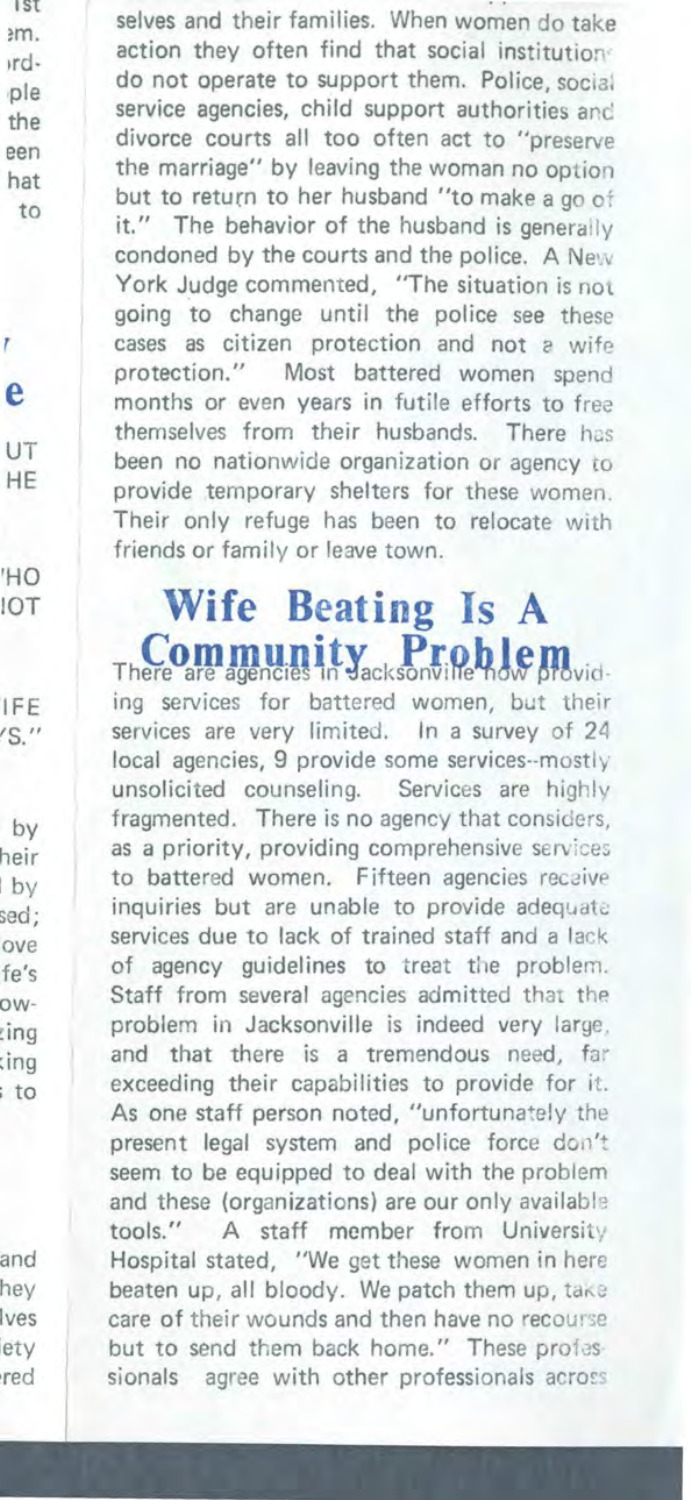selves and their families. When women do take action they often find that social institutions do not operate to support them. Police, social service agencies, child support authorities and divorce courts all too often act to "preserve the marriage" by leaving the woman no option but to return to her husband "to make a go of it." The behavior of the husband is generally condoned by the courts and the police. A New York Judge commented, "The situation is not going to change until the police see these cases as citizen protection and not a wife protection." Most battered women spend months or even years in futile efforts to free themselves from their husbands. There has been no nationwide organization or agency to provide temporary shelters for these women. Their only refuge has been to relocate with friends or family or leave town.

## Wife Beating Is A Community Problem

There are agencies in Jacksonville now providing services for battered women, but their services are very limited. In a survey of 24 local agencies, 9 provide some services--mostly unsolicited counseling. Services are highly fragmented. There is no agency that considers, as a priority, providing comprehensive services to battered women. Fifteen agencies receive inquiries but are unable to provide adequate services due to lack of trained staff and a lack of agency guidelines to treat the problem. Staff from several agencies admitted that the problem in Jacksonville is indeed very large, and that there is a tremendous need, far exceeding their capabilities to provide for it. As one staff person noted, "unfortunately the present legal system and police force don't seem to be equipped to deal with the problem and these (organizations) are our only available tools." A staff member from University Hospital stated, "We get these women in here beaten up, all bloody. We patch them up, take care of their wounds and then have no recourse but to send them back home." These professionals agree with other professionals across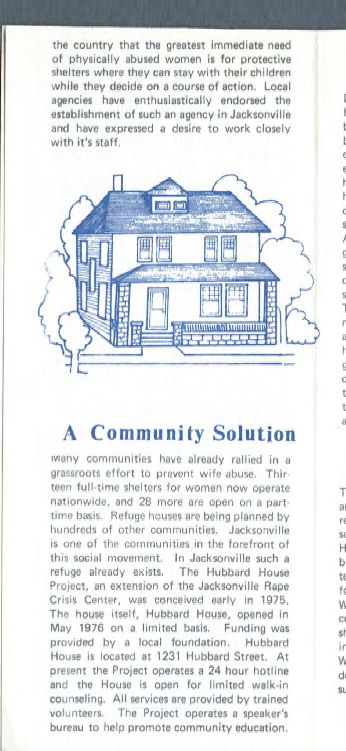the country that the greatest immediate need of physically abused women is for protective shelters where they can stay with their children while they decide on a course of action. Local agencies have enthusiastically endorsed the establishment of such an agency in Jacksonville and have expressed a desire to work closely with it's staff.

## A Community Solution

Many communities have already rallied in a grassroots effort to prevent wife abuse. Thirteen full-time shelters for women now operate nationwide, and 28 more are open on a part-time basis. Refuge houses are being planned by hundreds of other communities. Jacksonville is one of the communities in the forefront of this social movement. In Jacksonville such a refuge already exists. The Hubbard House Project, an extension of the Jacksonville Rape Crisis Center, was conceived early in 1975. The house itself, Hubbard House, opened in May 1976 on a limited basis. Funding was provided by a local foundation. Hubbard House is located at 1231 Hubbard Street. At present the Project operates a 24 hour hotline and the House is open for limited walk-in counseling. All services are provided by trained volunteers. The Project operates a speaker's bureau to help promote community education.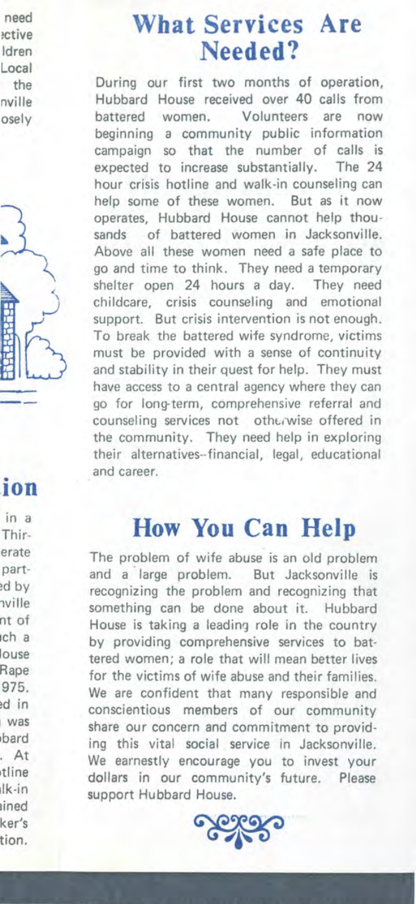## What Services Are Needed?

During our first two months of operation, Hubbard House received over 40 calls from battered women. Volunteers are now beginning a community public information campaign so that the number of calls is expected to increase substantially. The 24 hour crisis hotline and walk-in counseling can help some of these women. But as it now operates, Hubbard House cannot help thousands of battered women in Jacksonville. Above all these women need a safe place to go and time to think. They need a temporary shelter open 24 hours a day. They need childcare, crisis counseling and emotional support. But crisis intervention is not enough. To break the battered wife syndrome, victims must be provided with a sense of continuity and stability in their quest for help. They must have access to a central agency where they can go for long-term, comprehensive referral and counseling services not otherwise offered in the community. They need help in exploring their alternatives--financial, legal, educational and career.

## How You Can Help

The problem of wife abuse is an old problem and a large problem. But Jacksonville is recognizing the problem and recognizing that something can be done about it. Hubbard House is taking a leading role in the country by providing comprehensive services to battered women; a role that will mean better lives for the victims of wife abuse and their families. We are confident that many responsible and conscientious members of our community share our concern and commitment to providing this vital social service in Jacksonville. We earnestly encourage you to invest your dollars in our community's future. Please support Hubbard House.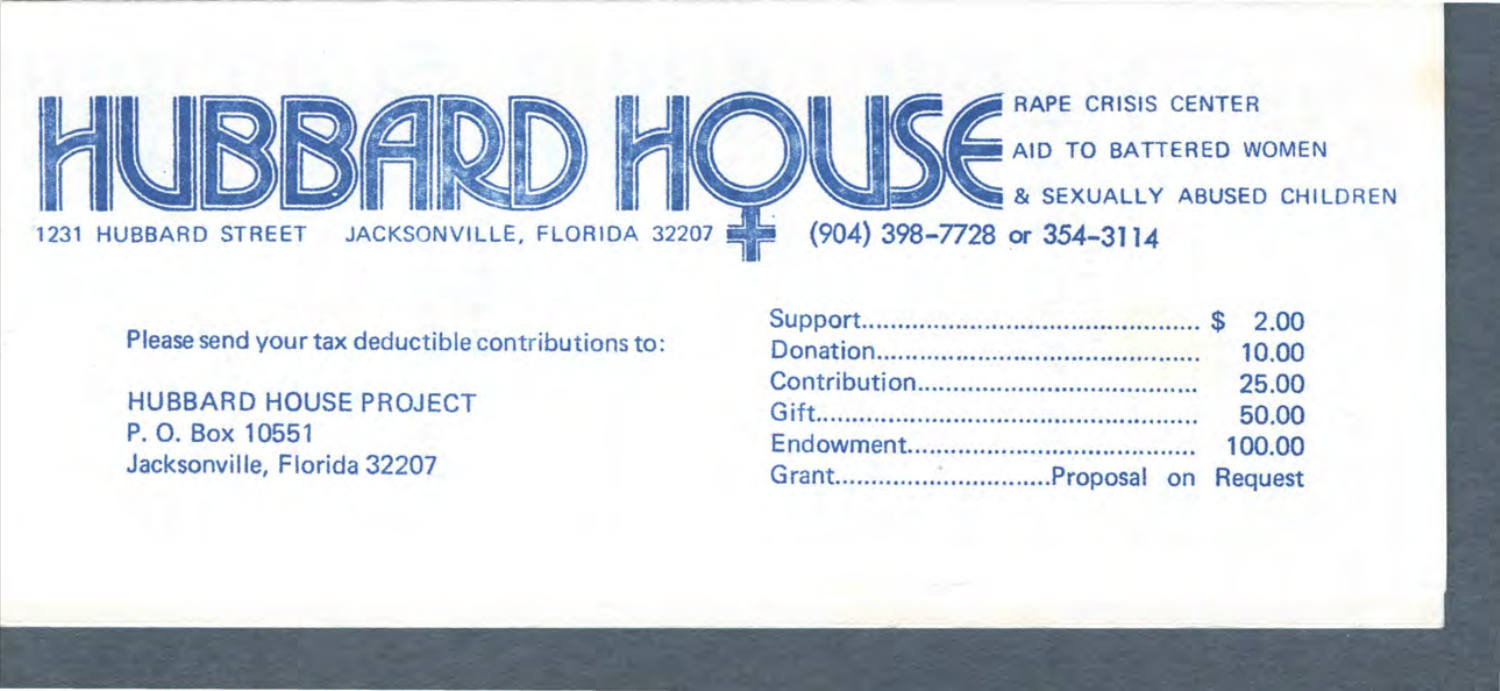# HUBBARD HOUSE

RAPE CRISIS CENTER
AID TO BATTERED WOMEN
& SEXUALLY ABUSED CHILDREN

1231 HUBBARD STREET JACKSONVILLE, FLORIDA 32207 (904) 398-7728 or 354-3114

Please send your tax deductible contributions to:

HUBBARD HOUSE PROJECT
P. O. Box 10551
Jacksonville, Florida 32207

| | |
|---|---|
| Support.............................................. | $ 2.00 |
| Donation............................................ | 10.00 |
| Contribution...................................... | 25.00 |
| Gift..................................................... | 50.00 |
| Endowment........................................ | 100.00 |
| Grant............................. | Proposal on Request |